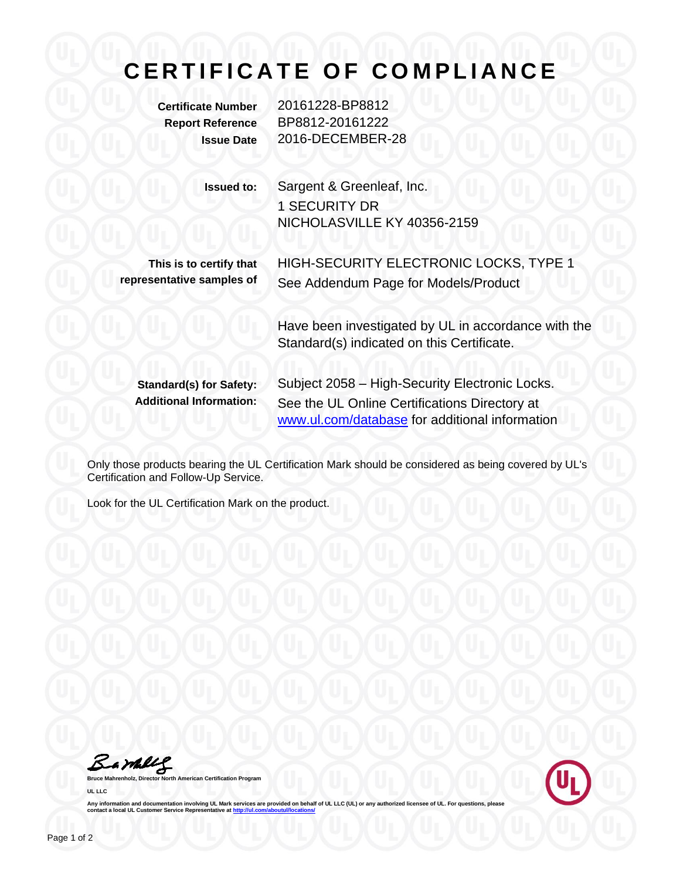# CERTIFICATE OF COMPLIANCE

**Certificate Number** 20161228-BP8812
**Report Reference** BP8812-20161222
**Issue Date** 2016-DECEMBER-28

**Issued to:** Sargent & Greenleaf, Inc.
1 SECURITY DR
NICHOLASVILLE KY 40356-2159

**This is to certify that representative samples of** HIGH-SECURITY ELECTRONIC LOCKS, TYPE 1
See Addendum Page for Models/Product

Have been investigated by UL in accordance with the Standard(s) indicated on this Certificate.

**Standard(s) for Safety:** Subject 2058 – High-Security Electronic Locks.
**Additional Information:** See the UL Online Certifications Directory at [www.ul.com/database](www.ul.com/database) for additional information

Only those products bearing the UL Certification Mark should be considered as being covered by UL's Certification and Follow-Up Service.

Look for the UL Certification Mark on the product.

**Bruce Mahrenholz, Director North American Certification Program**

**UL LLC**

**Any information and documentation involving UL Mark services are provided on behalf of UL LLC (UL) or any authorized licensee of UL. For questions, please contact a local UL Customer Service Representative at [http://ul.com/aboutul/locations/](http://ul.com/aboutul/locations/)**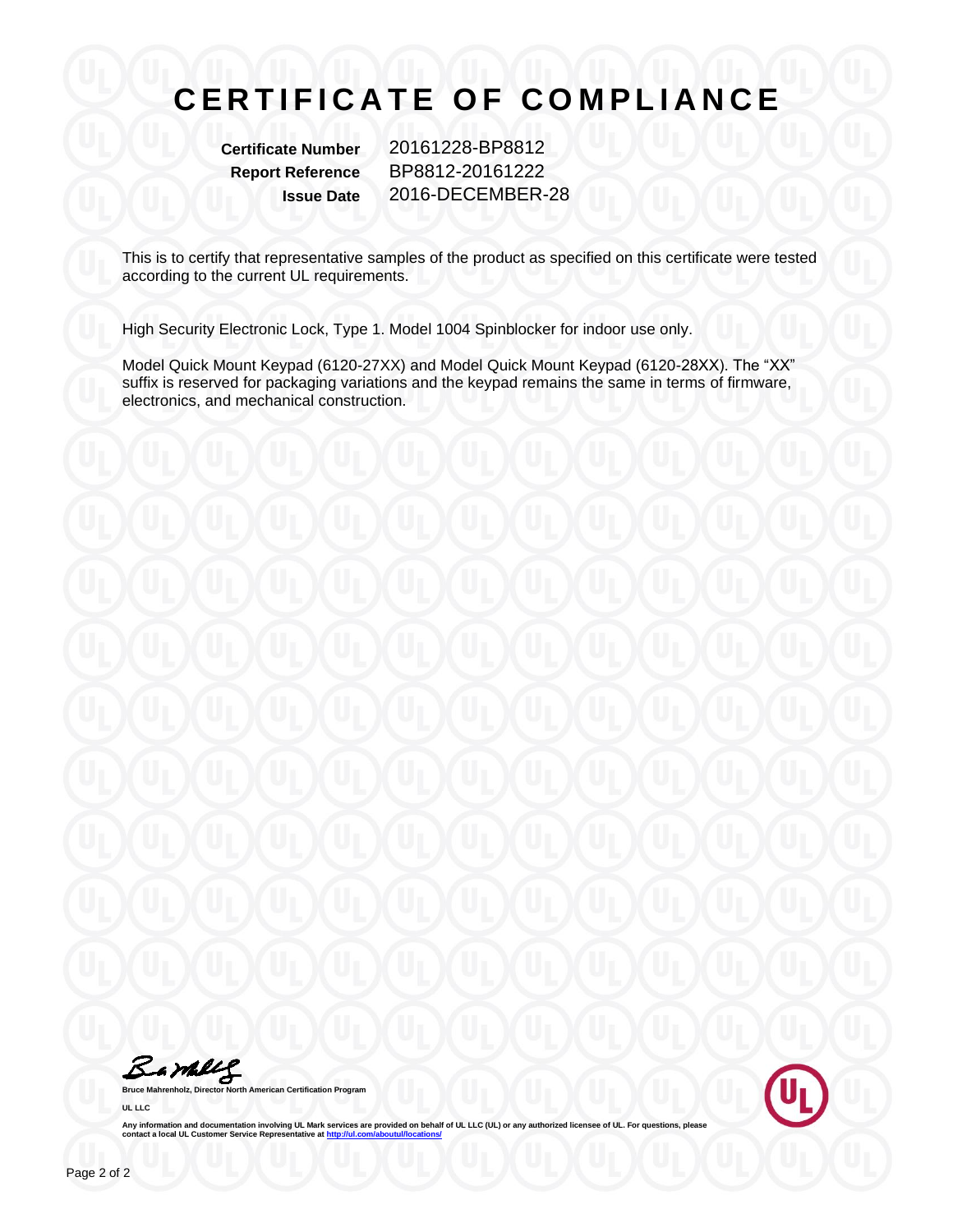# CERTIFICATE OF COMPLIANCE

**Certificate Number** 20161228-BP8812
**Report Reference** BP8812-20161222
**Issue Date** 2016-DECEMBER-28

This is to certify that representative samples of the product as specified on this certificate were tested according to the current UL requirements.

High Security Electronic Lock, Type 1. Model 1004 Spinblocker for indoor use only.

Model Quick Mount Keypad (6120-27XX) and Model Quick Mount Keypad (6120-28XX). The "XX" suffix is reserved for packaging variations and the keypad remains the same in terms of firmware, electronics, and mechanical construction.

**Bruce Mahrenholz, Director North American Certification Program**

**UL LLC**

**Any information and documentation involving UL Mark services are provided on behalf of UL LLC (UL) or any authorized licensee of UL. For questions, please contact a local UL Customer Service Representative at http://ul.com/aboutul/locations/**